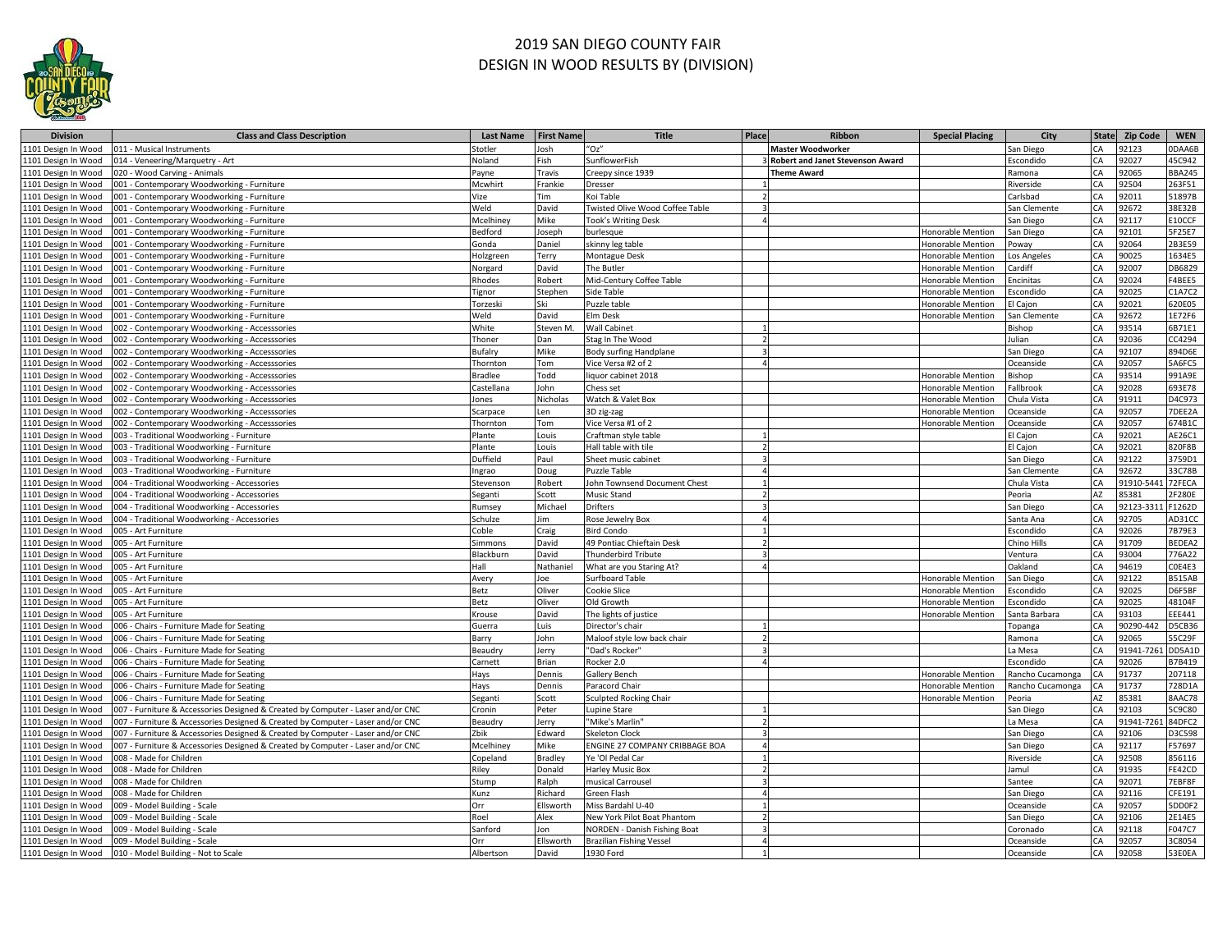# 2019 SAN DIEGO COUNTY FAIR
## DESIGN IN WOOD RESULTS BY (DIVISION)

| Division | Class and Class Description | Last Name | First Name | Title | Place | Ribbon | Special Placing | City | State | Zip Code | WEN |
|---|---|---|---|---|---|---|---|---|---|---|---|
| 1101 Design In Wood | 011 - Musical Instruments | Stotler | Josh | "Oz" | | **Master Woodworker** | | San Diego | CA | 92123 | 0DAA6B |
| 1101 Design In Wood | 014 - Veneering/Marquetry - Art | Noland | Fish | SunflowerFish | 3 | **Robert and Janet Stevenson Award** | | Escondido | CA | 92027 | 45C942 |
| 1101 Design In Wood | 020 - Wood Carving - Animals | Payne | Travis | Creepy since 1939 | | **Theme Award** | | Ramona | CA | 92065 | BBA245 |
| 1101 Design In Wood | 001 - Contemporary Woodworking - Furniture | Mcwhirt | Frankie | Dresser | 1 | | | Riverside | CA | 92504 | 263F51 |
| 1101 Design In Wood | 001 - Contemporary Woodworking - Furniture | Vize | Tim | Koi Table | 2 | | | Carlsbad | CA | 92011 | 51897B |
| 1101 Design In Wood | 001 - Contemporary Woodworking - Furniture | Weld | David | Twisted Olive Wood Coffee Table | 3 | | | San Clemente | CA | 92672 | 38E32B |
| 1101 Design In Wood | 001 - Contemporary Woodworking - Furniture | Mcelhiney | Mike | Took's Writing Desk | 4 | | | San Diego | CA | 92117 | E10CCF |
| 1101 Design In Wood | 001 - Contemporary Woodworking - Furniture | Bedford | Joseph | burlesque | | | Honorable Mention | San Diego | CA | 92101 | 5F25E7 |
| 1101 Design In Wood | 001 - Contemporary Woodworking - Furniture | Gonda | Daniel | skinny leg table | | | Honorable Mention | Poway | CA | 92064 | 2B3E59 |
| 1101 Design In Wood | 001 - Contemporary Woodworking - Furniture | Holzgreen | Terry | Montague Desk | | | Honorable Mention | Los Angeles | CA | 90025 | 1634E5 |
| 1101 Design In Wood | 001 - Contemporary Woodworking - Furniture | Norgard | David | The Butler | | | Honorable Mention | Cardiff | CA | 92007 | DB6829 |
| 1101 Design In Wood | 001 - Contemporary Woodworking - Furniture | Rhodes | Robert | Mid-Century Coffee Table | | | Honorable Mention | Encinitas | CA | 92024 | F4BEE5 |
| 1101 Design In Wood | 001 - Contemporary Woodworking - Furniture | Tignor | Stephen | Side Table | | | Honorable Mention | Escondido | CA | 92025 | C1A7C2 |
| 1101 Design In Wood | 001 - Contemporary Woodworking - Furniture | Torzeski | Ski | Puzzle table | | | Honorable Mention | El Cajon | CA | 92021 | 620E05 |
| 1101 Design In Wood | 001 - Contemporary Woodworking - Furniture | Weld | David | Elm Desk | | | Honorable Mention | San Clemente | CA | 92672 | 1E72F6 |
| 1101 Design In Wood | 002 - Contemporary Woodworking - Accesssories | White | Steven M. | Wall Cabinet | 1 | | | Bishop | CA | 93514 | 6B71E1 |
| 1101 Design In Wood | 002 - Contemporary Woodworking - Accesssories | Thoner | Dan | Stag In The Wood | 2 | | | Julian | CA | 92036 | CC4294 |
| 1101 Design In Wood | 002 - Contemporary Woodworking - Accesssories | Bufalry | Mike | Body surfing Handplane | 3 | | | San Diego | CA | 92107 | 894D6E |
| 1101 Design In Wood | 002 - Contemporary Woodworking - Accesssories | Thornton | Tom | Vice Versa #2 of 2 | 4 | | | Oceanside | CA | 92057 | 5A6FC5 |
| 1101 Design In Wood | 002 - Contemporary Woodworking - Accesssories | Bradlee | Todd | liquor cabinet 2018 | | | Honorable Mention | Bishop | CA | 93514 | 991A9E |
| 1101 Design In Wood | 002 - Contemporary Woodworking - Accesssories | Castellana | John | Chess set | | | Honorable Mention | Fallbrook | CA | 92028 | 693E78 |
| 1101 Design In Wood | 002 - Contemporary Woodworking - Accesssories | Jones | Nicholas | Watch & Valet Box | | | Honorable Mention | Chula Vista | CA | 91911 | D4C973 |
| 1101 Design In Wood | 002 - Contemporary Woodworking - Accesssories | Scarpace | Len | 3D zig-zag | | | Honorable Mention | Oceanside | CA | 92057 | 7DEE2A |
| 1101 Design In Wood | 002 - Contemporary Woodworking - Accesssories | Thornton | Tom | Vice Versa #1 of 2 | | | Honorable Mention | Oceanside | CA | 92057 | 674B1C |
| 1101 Design In Wood | 003 - Traditional Woodworking - Furniture | Plante | Louis | Craftman style table | 1 | | | El Cajon | CA | 92021 | AE26C1 |
| 1101 Design In Wood | 003 - Traditional Woodworking - Furniture | Plante | Louis | Hall table with tile | 2 | | | El Cajon | CA | 92021 | 820F8B |
| 1101 Design In Wood | 003 - Traditional Woodworking - Furniture | Duffield | Paul | Sheet music cabinet | 3 | | | San Diego | CA | 92122 | 3759D1 |
| 1101 Design In Wood | 003 - Traditional Woodworking - Furniture | Ingrao | Doug | Puzzle Table | 4 | | | San Clemente | CA | 92672 | 33C78B |
| 1101 Design In Wood | 004 - Traditional Woodworking - Accessories | Stevenson | Robert | John Townsend Document Chest | 1 | | | Chula Vista | CA | 91910-5441 | 72FECA |
| 1101 Design In Wood | 004 - Traditional Woodworking - Accessories | Seganti | Scott | Music Stand | 2 | | | Peoria | AZ | 85381 | 2F280E |
| 1101 Design In Wood | 004 - Traditional Woodworking - Accessories | Rumsey | Michael | Drifters | 3 | | | San Diego | CA | 92123-3311 | F1262D |
| 1101 Design In Wood | 004 - Traditional Woodworking - Accessories | Schulze | Jim | Rose Jewelry Box | 4 | | | Santa Ana | CA | 92705 | AD31CC |
| 1101 Design In Wood | 005 - Art Furniture | Coble | Craig | Bird Condo | 1 | | | Escondido | CA | 92026 | 7B79E3 |
| 1101 Design In Wood | 005 - Art Furniture | Simmons | David | 49 Pontiac Chieftain Desk | 2 | | | Chino Hills | CA | 91709 | BEDEA2 |
| 1101 Design In Wood | 005 - Art Furniture | Blackburn | David | Thunderbird Tribute | 3 | | | Ventura | CA | 93004 | 776A22 |
| 1101 Design In Wood | 005 - Art Furniture | Hall | Nathaniel | What are you Staring At? | 4 | | | Oakland | CA | 94619 | C0E4E3 |
| 1101 Design In Wood | 005 - Art Furniture | Avery | Joe | Surfboard Table | | | Honorable Mention | San Diego | CA | 92122 | B515AB |
| 1101 Design In Wood | 005 - Art Furniture | Betz | Oliver | Cookie Slice | | | Honorable Mention | Escondido | CA | 92025 | D6F5BF |
| 1101 Design In Wood | 005 - Art Furniture | Betz | Oliver | Old Growth | | | Honorable Mention | Escondido | CA | 92025 | 48104F |
| 1101 Design In Wood | 005 - Art Furniture | Krouse | David | The lights of justice | | | Honorable Mention | Santa Barbara | CA | 93103 | EEE441 |
| 1101 Design In Wood | 006 - Chairs - Furniture Made for Seating | Guerra | Luis | Director's chair | 1 | | | Topanga | CA | 90290-442 | D5CB36 |
| 1101 Design In Wood | 006 - Chairs - Furniture Made for Seating | Barry | John | Maloof style low back chair | 2 | | | Ramona | CA | 92065 | 55C29F |
| 1101 Design In Wood | 006 - Chairs - Furniture Made for Seating | Beaudry | Jerry | "Dad's Rocker" | 3 | | | La Mesa | CA | 91941-7261 | DD5A1D |
| 1101 Design In Wood | 006 - Chairs - Furniture Made for Seating | Carnett | Brian | Rocker 2.0 | 4 | | | Escondido | CA | 92026 | B7B419 |
| 1101 Design In Wood | 006 - Chairs - Furniture Made for Seating | Hays | Dennis | Gallery Bench | | | Honorable Mention | Rancho Cucamonga | CA | 91737 | 207118 |
| 1101 Design In Wood | 006 - Chairs - Furniture Made for Seating | Hays | Dennis | Paracord Chair | | | Honorable Mention | Rancho Cucamonga | CA | 91737 | 728D1A |
| 1101 Design In Wood | 006 - Chairs - Furniture Made for Seating | Seganti | Scott | Sculpted Rocking Chair | | | Honorable Mention | Peoria | AZ | 85381 | 8AAC78 |
| 1101 Design In Wood | 007 - Furniture & Accessories Designed & Created by Computer - Laser and/or CNC | Cronin | Peter | Lupine Stare | 1 | | | San Diego | CA | 92103 | 5C9C80 |
| 1101 Design In Wood | 007 - Furniture & Accessories Designed & Created by Computer - Laser and/or CNC | Beaudry | Jerry | "Mike's Marlin" | 2 | | | La Mesa | CA | 91941-7261 | 84DFC2 |
| 1101 Design In Wood | 007 - Furniture & Accessories Designed & Created by Computer - Laser and/or CNC | Zbik | Edward | Skeleton Clock | 3 | | | San Diego | CA | 92106 | D3C598 |
| 1101 Design In Wood | 007 - Furniture & Accessories Designed & Created by Computer - Laser and/or CNC | Mcelhiney | Mike | ENGINE 27 COMPANY CRIBBAGE BOA | 4 | | | San Diego | CA | 92117 | F57697 |
| 1101 Design In Wood | 008 - Made for Children | Copeland | Bradley | Ye 'Ol Pedal Car | 1 | | | Riverside | CA | 92508 | 856116 |
| 1101 Design In Wood | 008 - Made for Children | Riley | Donald | Harley Music Box | 2 | | | Jamul | CA | 91935 | FE42CD |
| 1101 Design In Wood | 008 - Made for Children | Stump | Ralph | musical Carrousel | 3 | | | Santee | CA | 92071 | 7EBF8F |
| 1101 Design In Wood | 008 - Made for Children | Kunz | Richard | Green Flash | 4 | | | San Diego | CA | 92116 | CFE191 |
| 1101 Design In Wood | 009 - Model Building - Scale | Orr | Ellsworth | Miss Bardahl U-40 | 1 | | | Oceanside | CA | 92057 | 5DD0F2 |
| 1101 Design In Wood | 009 - Model Building - Scale | Roel | Alex | New York Pilot Boat Phantom | 2 | | | San Diego | CA | 92106 | 2E14E5 |
| 1101 Design In Wood | 009 - Model Building - Scale | Sanford | Jon | NORDEN - Danish Fishing Boat | 3 | | | Coronado | CA | 92118 | F047C7 |
| 1101 Design In Wood | 009 - Model Building - Scale | Orr | Ellsworth | Brazilian Fishing Vessel | 4 | | | Oceanside | CA | 92057 | 3C8054 |
| 1101 Design In Wood | 010 - Model Building - Not to Scale | Albertson | David | 1930 Ford | 1 | | | Oceanside | CA | 92058 | 53E0EA |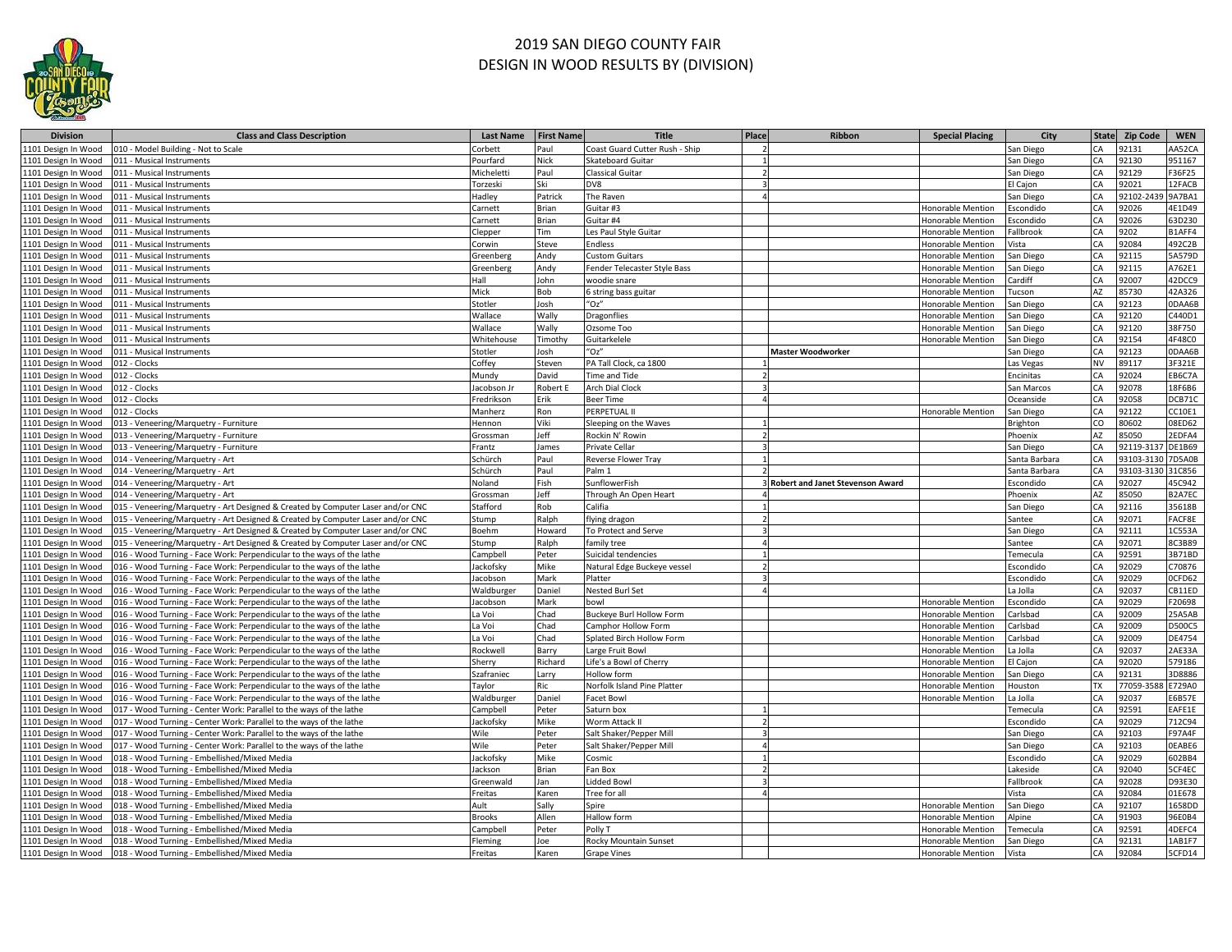# 2019 SAN DIEGO COUNTY FAIR
# DESIGN IN WOOD RESULTS BY (DIVISION)

| Division | Class and Class Description | Last Name | First Name | Title | Place | Ribbon | Special Placing | City | State | Zip Code | WEN |
|---|---|---|---|---|---|---|---|---|---|---|---|
| 1101 Design In Wood | 010 - Model Building - Not to Scale | Corbett | Paul | Coast Guard Cutter Rush - Ship | 2 | | | San Diego | CA | 92131 | AA52CA |
| 1101 Design In Wood | 011 - Musical Instruments | Pourfard | Nick | Skateboard Guitar | 1 | | | San Diego | CA | 92130 | 951167 |
| 1101 Design In Wood | 011 - Musical Instruments | Micheletti | Paul | Classical Guitar | 2 | | | San Diego | CA | 92129 | F36F25 |
| 1101 Design In Wood | 011 - Musical Instruments | Torzeski | Ski | DV8 | 3 | | | El Cajon | CA | 92021 | 12FACB |
| 1101 Design In Wood | 011 - Musical Instruments | Hadley | Patrick | The Raven | 4 | | | San Diego | CA | 92102-2439 | 9A7BA1 |
| 1101 Design In Wood | 011 - Musical Instruments | Carnett | Brian | Guitar #3 | | | Honorable Mention | Escondido | CA | 92026 | 4E1D49 |
| 1101 Design In Wood | 011 - Musical Instruments | Carnett | Brian | Guitar #4 | | | Honorable Mention | Escondido | CA | 92026 | 63D230 |
| 1101 Design In Wood | 011 - Musical Instruments | Clepper | Tim | Les Paul Style Guitar | | | Honorable Mention | Fallbrook | CA | 9202 | B1AFF4 |
| 1101 Design In Wood | 011 - Musical Instruments | Corwin | Steve | Endless | | | Honorable Mention | Vista | CA | 92084 | 492C2B |
| 1101 Design In Wood | 011 - Musical Instruments | Greenberg | Andy | Custom Guitars | | | Honorable Mention | San Diego | CA | 92115 | 5A579D |
| 1101 Design In Wood | 011 - Musical Instruments | Greenberg | Andy | Fender Telecaster Style Bass | | | Honorable Mention | San Diego | CA | 92115 | A762E1 |
| 1101 Design In Wood | 011 - Musical Instruments | Hall | John | woodie snare | | | Honorable Mention | Cardiff | CA | 92007 | 42DCC9 |
| 1101 Design In Wood | 011 - Musical Instruments | Mick | Bob | 6 string bass guitar | | | Honorable Mention | Tucson | AZ | 85730 | 42A326 |
| 1101 Design In Wood | 011 - Musical Instruments | Stotler | Josh | "Oz" | | | Honorable Mention | San Diego | CA | 92123 | 0DAA6B |
| 1101 Design In Wood | 011 - Musical Instruments | Wallace | Wally | Dragonflies | | | Honorable Mention | San Diego | CA | 92120 | C440D1 |
| 1101 Design In Wood | 011 - Musical Instruments | Wallace | Wally | Ozsome Too | | | Honorable Mention | San Diego | CA | 92120 | 38F750 |
| 1101 Design In Wood | 011 - Musical Instruments | Whitehouse | Timothy | Guitarkelele | | | Honorable Mention | San Diego | CA | 92154 | 4F48C0 |
| 1101 Design In Wood | 011 - Musical Instruments | Stotler | Josh | "Oz" | | **Master Woodworker** | | San Diego | CA | 92123 | 0DAA6B |
| 1101 Design In Wood | 012 - Clocks | Coffey | Steven | PA Tall Clock, ca 1800 | 1 | | | Las Vegas | NV | 89117 | 3F321E |
| 1101 Design In Wood | 012 - Clocks | Mundy | David | Time and Tide | 2 | | | Encinitas | CA | 92024 | EB6C7A |
| 1101 Design In Wood | 012 - Clocks | Jacobson Jr | Robert E | Arch Dial Clock | 3 | | | San Marcos | CA | 92078 | 18F6B6 |
| 1101 Design In Wood | 012 - Clocks | Fredrikson | Erik | Beer Time | 4 | | | Oceanside | CA | 92058 | DCB71C |
| 1101 Design In Wood | 012 - Clocks | Manherz | Ron | PERPETUAL II | | | Honorable Mention | San Diego | CA | 92122 | CC10E1 |
| 1101 Design In Wood | 013 - Veneering/Marquetry - Furniture | Hennon | Viki | Sleeping on the Waves | 1 | | | Brighton | CO | 80602 | 08ED62 |
| 1101 Design In Wood | 013 - Veneering/Marquetry - Furniture | Grossman | Jeff | Rockin N' Rowin | 2 | | | Phoenix | AZ | 85050 | 2EDFA4 |
| 1101 Design In Wood | 013 - Veneering/Marquetry - Furniture | Frantz | James | Private Cellar | 3 | | | San Diego | CA | 92119-3137 | DE1B69 |
| 1101 Design In Wood | 014 - Veneering/Marquetry - Art | Schürch | Paul | Reverse Flower Tray | 1 | | | Santa Barbara | CA | 93103-3130 | 7D5A0B |
| 1101 Design In Wood | 014 - Veneering/Marquetry - Art | Schürch | Paul | Palm 1 | 2 | | | Santa Barbara | CA | 93103-3130 | 31C856 |
| 1101 Design In Wood | 014 - Veneering/Marquetry - Art | Noland | Fish | SunflowerFish | 3 | **Robert and Janet Stevenson Award** | | Escondido | CA | 92027 | 45C942 |
| 1101 Design In Wood | 014 - Veneering/Marquetry - Art | Grossman | Jeff | Through An Open Heart | 4 | | | Phoenix | AZ | 85050 | B2A7EC |
| 1101 Design In Wood | 015 - Veneering/Marquetry - Art Designed & Created by Computer Laser and/or CNC | Stafford | Rob | Califia | 1 | | | San Diego | CA | 92116 | 35618B |
| 1101 Design In Wood | 015 - Veneering/Marquetry - Art Designed & Created by Computer Laser and/or CNC | Stump | Ralph | flying dragon | 2 | | | Santee | CA | 92071 | FACF8E |
| 1101 Design In Wood | 015 - Veneering/Marquetry - Art Designed & Created by Computer Laser and/or CNC | Boehm | Howard | To Protect and Serve | 3 | | | San Diego | CA | 92111 | 1C553A |
| 1101 Design In Wood | 015 - Veneering/Marquetry - Art Designed & Created by Computer Laser and/or CNC | Stump | Ralph | family tree | 4 | | | Santee | CA | 92071 | 8C3B89 |
| 1101 Design In Wood | 016 - Wood Turning - Face Work: Perpendicular to the ways of the lathe | Campbell | Peter | Suicidal tendencies | 1 | | | Temecula | CA | 92591 | 3B71BD |
| 1101 Design In Wood | 016 - Wood Turning - Face Work: Perpendicular to the ways of the lathe | Jackofsky | Mike | Natural Edge Buckeye vessel | 2 | | | Escondido | CA | 92029 | C70876 |
| 1101 Design In Wood | 016 - Wood Turning - Face Work: Perpendicular to the ways of the lathe | Jacobson | Mark | Platter | 3 | | | Escondido | CA | 92029 | 0CFD62 |
| 1101 Design In Wood | 016 - Wood Turning - Face Work: Perpendicular to the ways of the lathe | Waldburger | Daniel | Nested Burl Set | 4 | | | La Jolla | CA | 92037 | CB11ED |
| 1101 Design In Wood | 016 - Wood Turning - Face Work: Perpendicular to the ways of the lathe | Jacobson | Mark | bowl | | | Honorable Mention | Escondido | CA | 92029 | F20698 |
| 1101 Design In Wood | 016 - Wood Turning - Face Work: Perpendicular to the ways of the lathe | La Voi | Chad | Buckeye Burl Hollow Form | | | Honorable Mention | Carlsbad | CA | 92009 | 25A5AB |
| 1101 Design In Wood | 016 - Wood Turning - Face Work: Perpendicular to the ways of the lathe | La Voi | Chad | Camphor Hollow Form | | | Honorable Mention | Carlsbad | CA | 92009 | D500C5 |
| 1101 Design In Wood | 016 - Wood Turning - Face Work: Perpendicular to the ways of the lathe | La Voi | Chad | Splated Birch Hollow Form | | | Honorable Mention | Carlsbad | CA | 92009 | DE4754 |
| 1101 Design In Wood | 016 - Wood Turning - Face Work: Perpendicular to the ways of the lathe | Rockwell | Barry | Large Fruit Bowl | | | Honorable Mention | La Jolla | CA | 92037 | 2AE33A |
| 1101 Design In Wood | 016 - Wood Turning - Face Work: Perpendicular to the ways of the lathe | Sherry | Richard | Life's a Bowl of Cherry | | | Honorable Mention | El Cajon | CA | 92020 | 579186 |
| 1101 Design In Wood | 016 - Wood Turning - Face Work: Perpendicular to the ways of the lathe | Szafraniec | Larry | Hollow form | | | Honorable Mention | San Diego | CA | 92131 | 3D8886 |
| 1101 Design In Wood | 016 - Wood Turning - Face Work: Perpendicular to the ways of the lathe | Taylor | Ric | Norfolk Island Pine Platter | | | Honorable Mention | Houston | TX | 77059-3588 | E729A0 |
| 1101 Design In Wood | 016 - Wood Turning - Face Work: Perpendicular to the ways of the lathe | Waldburger | Daniel | Facet Bowl | | | Honorable Mention | La Jolla | CA | 92037 | E6B57E |
| 1101 Design In Wood | 017 - Wood Turning - Center Work: Parallel to the ways of the lathe | Campbell | Peter | Saturn box | 1 | | | Temecula | CA | 92591 | EAFE1E |
| 1101 Design In Wood | 017 - Wood Turning - Center Work: Parallel to the ways of the lathe | Jackofsky | Mike | Worm Attack II | 2 | | | Escondido | CA | 92029 | 712C94 |
| 1101 Design In Wood | 017 - Wood Turning - Center Work: Parallel to the ways of the lathe | Wile | Peter | Salt Shaker/Pepper Mill | 3 | | | San Diego | CA | 92103 | F97A4F |
| 1101 Design In Wood | 017 - Wood Turning - Center Work: Parallel to the ways of the lathe | Wile | Peter | Salt Shaker/Pepper Mill | 4 | | | San Diego | CA | 92103 | 0EABE6 |
| 1101 Design In Wood | 018 - Wood Turning - Embellished/Mixed Media | Jackofsky | Mike | Cosmic | 1 | | | Escondido | CA | 92029 | 602BB4 |
| 1101 Design In Wood | 018 - Wood Turning - Embellished/Mixed Media | Jackson | Brian | Fan Box | 2 | | | Lakeside | CA | 92040 | 5CF4EC |
| 1101 Design In Wood | 018 - Wood Turning - Embellished/Mixed Media | Greenwald | Jan | Lidded Bowl | 3 | | | Fallbrook | CA | 92028 | D93E30 |
| 1101 Design In Wood | 018 - Wood Turning - Embellished/Mixed Media | Freitas | Karen | Tree for all | 4 | | | Vista | CA | 92084 | 01E678 |
| 1101 Design In Wood | 018 - Wood Turning - Embellished/Mixed Media | Ault | Sally | Spire | | | Honorable Mention | San Diego | CA | 92107 | 1658DD |
| 1101 Design In Wood | 018 - Wood Turning - Embellished/Mixed Media | Brooks | Allen | Hallow form | | | Honorable Mention | Alpine | CA | 91903 | 96E0B4 |
| 1101 Design In Wood | 018 - Wood Turning - Embellished/Mixed Media | Campbell | Peter | Polly T | | | Honorable Mention | Temecula | CA | 92591 | 4DEFC4 |
| 1101 Design In Wood | 018 - Wood Turning - Embellished/Mixed Media | Fleming | Joe | Rocky Mountain Sunset | | | Honorable Mention | San Diego | CA | 92131 | 1AB1F7 |
| 1101 Design In Wood | 018 - Wood Turning - Embellished/Mixed Media | Freitas | Karen | Grape Vines | | | Honorable Mention | Vista | CA | 92084 | 5CFD14 |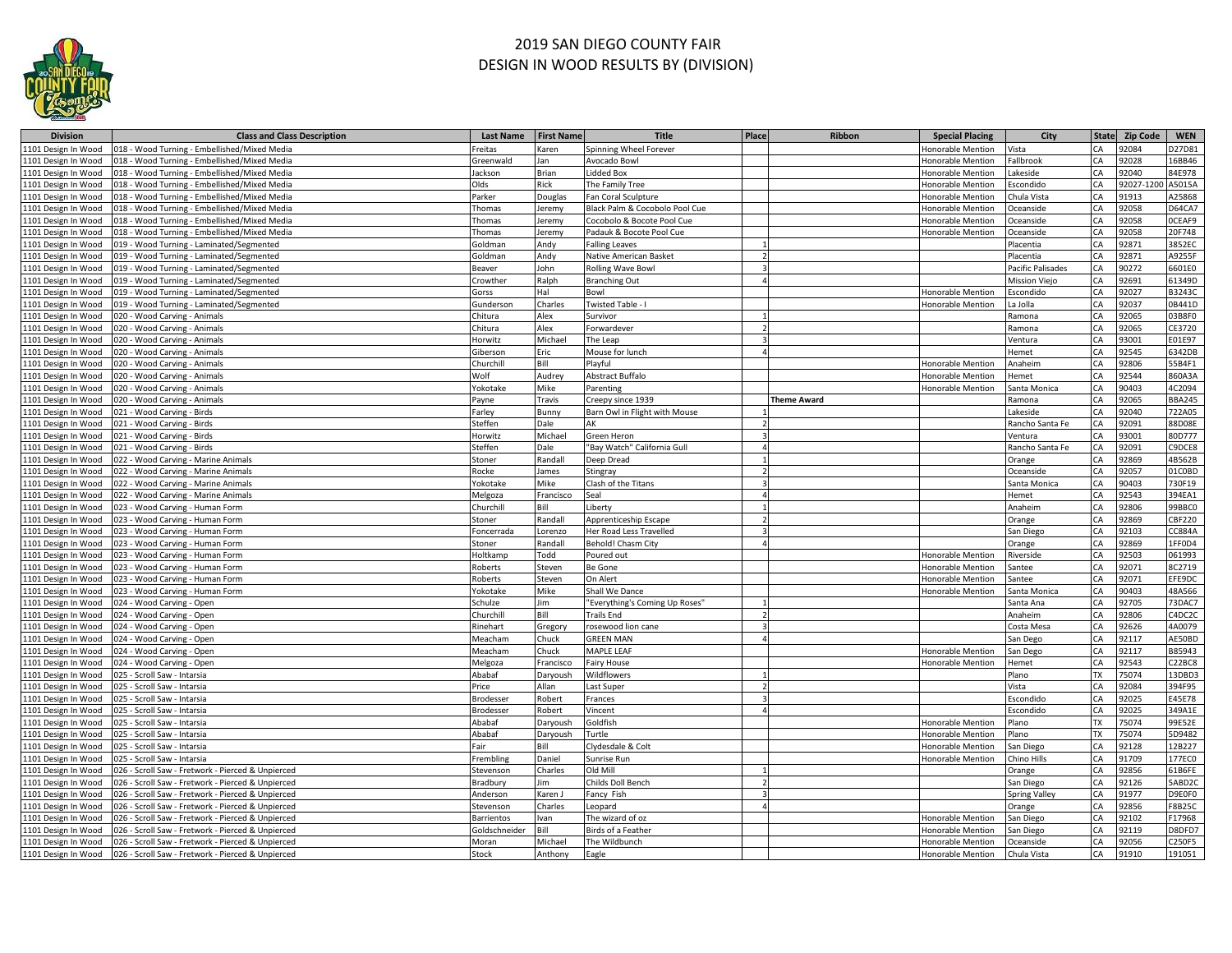# 2019 SAN DIEGO COUNTY FAIR
# DESIGN IN WOOD RESULTS BY (DIVISION)

| Division | Class and Class Description | Last Name | First Name | Title | Place | Ribbon | Special Placing | City | State | Zip Code | WEN |
|---|---|---|---|---|---|---|---|---|---|---|---|
| 1101 Design In Wood | 018 - Wood Turning - Embellished/Mixed Media | Freitas | Karen | Spinning Wheel Forever | | | Honorable Mention | Vista | CA | 92084 | D27D81 |
| 1101 Design In Wood | 018 - Wood Turning - Embellished/Mixed Media | Greenwald | Jan | Avocado Bowl | | | Honorable Mention | Fallbrook | CA | 92028 | 16BB46 |
| 1101 Design In Wood | 018 - Wood Turning - Embellished/Mixed Media | Jackson | Brian | Lidded Box | | | Honorable Mention | Lakeside | CA | 92040 | 84E978 |
| 1101 Design In Wood | 018 - Wood Turning - Embellished/Mixed Media | Olds | Rick | The Family Tree | | | Honorable Mention | Escondido | CA | 92027-1200 | A5015A |
| 1101 Design In Wood | 018 - Wood Turning - Embellished/Mixed Media | Parker | Douglas | Fan Coral Sculpture | | | Honorable Mention | Chula Vista | CA | 91913 | A25868 |
| 1101 Design In Wood | 018 - Wood Turning - Embellished/Mixed Media | Thomas | Jeremy | Black Palm & Cocobolo Pool Cue | | | Honorable Mention | Oceanside | CA | 92058 | D64CA7 |
| 1101 Design In Wood | 018 - Wood Turning - Embellished/Mixed Media | Thomas | Jeremy | Cocobolo & Bocote Pool Cue | | | Honorable Mention | Oceanside | CA | 92058 | 0CEAF9 |
| 1101 Design In Wood | 018 - Wood Turning - Embellished/Mixed Media | Thomas | Jeremy | Padauk & Bocote Pool Cue | | | Honorable Mention | Oceanside | CA | 92058 | 20F748 |
| 1101 Design In Wood | 019 - Wood Turning - Laminated/Segmented | Goldman | Andy | Falling Leaves | 1 | | | Placentia | CA | 92871 | 3852EC |
| 1101 Design In Wood | 019 - Wood Turning - Laminated/Segmented | Goldman | Andy | Native American Basket | 2 | | | Placentia | CA | 92871 | A9255F |
| 1101 Design In Wood | 019 - Wood Turning - Laminated/Segmented | Beaver | John | Rolling Wave Bowl | 3 | | | Pacific Palisades | CA | 90272 | 6601E0 |
| 1101 Design In Wood | 019 - Wood Turning - Laminated/Segmented | Crowther | Ralph | Branching Out | 4 | | | Mission Viejo | CA | 92691 | 61349D |
| 1101 Design In Wood | 019 - Wood Turning - Laminated/Segmented | Gorss | Hal | Bowl | | | Honorable Mention | Escondido | CA | 92027 | B3243C |
| 1101 Design In Wood | 019 - Wood Turning - Laminated/Segmented | Gunderson | Charles | Twisted Table - I | | | Honorable Mention | La Jolla | CA | 92037 | 0B441D |
| 1101 Design In Wood | 020 - Wood Carving - Animals | Chitura | Alex | Survivor | 1 | | | Ramona | CA | 92065 | 03B8F0 |
| 1101 Design In Wood | 020 - Wood Carving - Animals | Chitura | Alex | Forwardever | 2 | | | Ramona | CA | 92065 | CE3720 |
| 1101 Design In Wood | 020 - Wood Carving - Animals | Horwitz | Michael | The Leap | 3 | | | Ventura | CA | 93001 | E01E97 |
| 1101 Design In Wood | 020 - Wood Carving - Animals | Giberson | Eric | Mouse for lunch | 4 | | | Hemet | CA | 92545 | 6342DB |
| 1101 Design In Wood | 020 - Wood Carving - Animals | Churchill | Bill | Playful | | | Honorable Mention | Anaheim | CA | 92806 | 55B4F1 |
| 1101 Design In Wood | 020 - Wood Carving - Animals | Wolf | Audrey | Abstract Buffalo | | | Honorable Mention | Hemet | CA | 92544 | 860A3A |
| 1101 Design In Wood | 020 - Wood Carving - Animals | Yokotake | Mike | Parenting | | | Honorable Mention | Santa Monica | CA | 90403 | 4C2094 |
| 1101 Design In Wood | 020 - Wood Carving - Animals | Payne | Travis | Creepy since 1939 | | **Theme Award** | | Ramona | CA | 92065 | BBA245 |
| 1101 Design In Wood | 021 - Wood Carving - Birds | Farley | Bunny | Barn Owl in Flight with Mouse | 1 | | | Lakeside | CA | 92040 | 722A05 |
| 1101 Design In Wood | 021 - Wood Carving - Birds | Steffen | Dale | AK | 2 | | | Rancho Santa Fe | CA | 92091 | 88D08E |
| 1101 Design In Wood | 021 - Wood Carving - Birds | Horwitz | Michael | Green Heron | 3 | | | Ventura | CA | 93001 | 80D777 |
| 1101 Design In Wood | 021 - Wood Carving - Birds | Steffen | Dale | "Bay Watch" California Gull | 4 | | | Rancho Santa Fe | CA | 92091 | C9DCE8 |
| 1101 Design In Wood | 022 - Wood Carving - Marine Animals | Stoner | Randall | Deep Dread | 1 | | | Orange | CA | 92869 | 4B562B |
| 1101 Design In Wood | 022 - Wood Carving - Marine Animals | Rocke | James | Stingray | 2 | | | Oceanside | CA | 92057 | 01C0BD |
| 1101 Design In Wood | 022 - Wood Carving - Marine Animals | Yokotake | Mike | Clash of the Titans | 3 | | | Santa Monica | CA | 90403 | 730F19 |
| 1101 Design In Wood | 022 - Wood Carving - Marine Animals | Melgoza | Francisco | Seal | 4 | | | Hemet | CA | 92543 | 394EA1 |
| 1101 Design In Wood | 023 - Wood Carving - Human Form | Churchill | Bill | Liberty | 1 | | | Anaheim | CA | 92806 | 99BBC0 |
| 1101 Design In Wood | 023 - Wood Carving - Human Form | Stoner | Randall | Apprenticeship Escape | 2 | | | Orange | CA | 92869 | CBF220 |
| 1101 Design In Wood | 023 - Wood Carving - Human Form | Foncerrada | Lorenzo | Her Road Less Travelled | 3 | | | San Diego | CA | 92103 | CC884A |
| 1101 Design In Wood | 023 - Wood Carving - Human Form | Stoner | Randall | Behold! Chasm City | 4 | | | Orange | CA | 92869 | 1FF0D4 |
| 1101 Design In Wood | 023 - Wood Carving - Human Form | Holtkamp | Todd | Poured out | | | Honorable Mention | Riverside | CA | 92503 | 061993 |
| 1101 Design In Wood | 023 - Wood Carving - Human Form | Roberts | Steven | Be Gone | | | Honorable Mention | Santee | CA | 92071 | 8C2719 |
| 1101 Design In Wood | 023 - Wood Carving - Human Form | Roberts | Steven | On Alert | | | Honorable Mention | Santee | CA | 92071 | EFE9DC |
| 1101 Design In Wood | 023 - Wood Carving - Human Form | Yokotake | Mike | Shall We Dance | | | Honorable Mention | Santa Monica | CA | 90403 | 48A566 |
| 1101 Design In Wood | 024 - Wood Carving - Open | Schulze | Jim | "Everything's Coming Up Roses" | 1 | | | Santa Ana | CA | 92705 | 73DAC7 |
| 1101 Design In Wood | 024 - Wood Carving - Open | Churchill | Bill | Trails End | 2 | | | Anaheim | CA | 92806 | C4DC2C |
| 1101 Design In Wood | 024 - Wood Carving - Open | Rinehart | Gregory | rosewood lion cane | 3 | | | Costa Mesa | CA | 92626 | 4A0079 |
| 1101 Design In Wood | 024 - Wood Carving - Open | Meacham | Chuck | GREEN MAN | 4 | | | San Dego | CA | 92117 | AE50BD |
| 1101 Design In Wood | 024 - Wood Carving - Open | Meacham | Chuck | MAPLE LEAF | | | Honorable Mention | San Dego | CA | 92117 | B85943 |
| 1101 Design In Wood | 024 - Wood Carving - Open | Melgoza | Francisco | Fairy House | | | Honorable Mention | Hemet | CA | 92543 | C22BC8 |
| 1101 Design In Wood | 025 - Scroll Saw - Intarsia | Ababaf | Daryoush | Wildflowers | 1 | | | Plano | TX | 75074 | 13DBD3 |
| 1101 Design In Wood | 025 - Scroll Saw - Intarsia | Price | Allan | Last Super | 2 | | | Vista | CA | 92084 | 394F95 |
| 1101 Design In Wood | 025 - Scroll Saw - Intarsia | Brodesser | Robert | Frances | 3 | | | Escondido | CA | 92025 | E45E78 |
| 1101 Design In Wood | 025 - Scroll Saw - Intarsia | Brodesser | Robert | Vincent | 4 | | | Escondido | CA | 92025 | 349A1E |
| 1101 Design In Wood | 025 - Scroll Saw - Intarsia | Ababaf | Daryoush | Goldfish | | | Honorable Mention | Plano | TX | 75074 | 99E52E |
| 1101 Design In Wood | 025 - Scroll Saw - Intarsia | Ababaf | Daryoush | Turtle | | | Honorable Mention | Plano | TX | 75074 | 5D9482 |
| 1101 Design In Wood | 025 - Scroll Saw - Intarsia | Fair | Bill | Clydesdale & Colt | | | Honorable Mention | San Diego | CA | 92128 | 12B227 |
| 1101 Design In Wood | 025 - Scroll Saw - Intarsia | Frembling | Daniel | Sunrise Run | | | Honorable Mention | Chino Hills | CA | 91709 | 177EC0 |
| 1101 Design In Wood | 026 - Scroll Saw - Fretwork - Pierced & Unpierced | Stevenson | Charles | Old Mill | 1 | | | Orange | CA | 92856 | 61B6FE |
| 1101 Design In Wood | 026 - Scroll Saw - Fretwork - Pierced & Unpierced | Bradbury | Jim | Childs Doll Bench | 2 | | | San Diego | CA | 92126 | 5ABD2C |
| 1101 Design In Wood | 026 - Scroll Saw - Fretwork - Pierced & Unpierced | Anderson | Karen J | Fancy Fish | 3 | | | Spring Valley | CA | 91977 | D9E0F0 |
| 1101 Design In Wood | 026 - Scroll Saw - Fretwork - Pierced & Unpierced | Stevenson | Charles | Leopard | 4 | | | Orange | CA | 92856 | F8B25C |
| 1101 Design In Wood | 026 - Scroll Saw - Fretwork - Pierced & Unpierced | Barrientos | Ivan | The wizard of oz | | | Honorable Mention | San Diego | CA | 92102 | F17968 |
| 1101 Design In Wood | 026 - Scroll Saw - Fretwork - Pierced & Unpierced | Goldschneider | Bill | Birds of a Feather | | | Honorable Mention | San Diego | CA | 92119 | D8DFD7 |
| 1101 Design In Wood | 026 - Scroll Saw - Fretwork - Pierced & Unpierced | Moran | Michael | The Wildbunch | | | Honorable Mention | Oceanside | CA | 92056 | C250F5 |
| 1101 Design In Wood | 026 - Scroll Saw - Fretwork - Pierced & Unpierced | Stock | Anthony | Eagle | | | Honorable Mention | Chula Vista | CA | 91910 | 191051 |